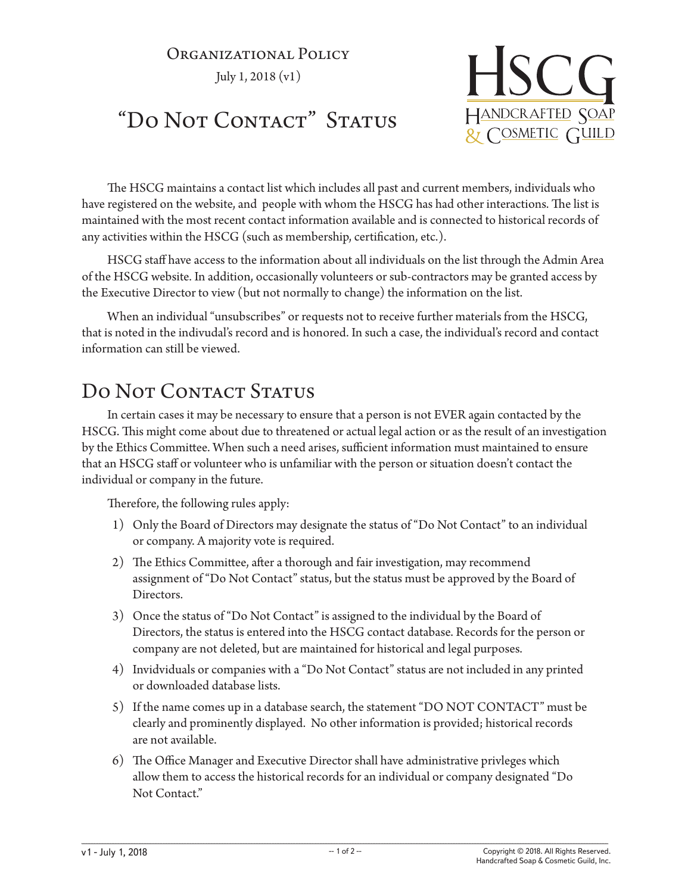Organizational Policy

July 1, 2018 (v1)

# "Do Not Contact" Status

HSCG
Handcrafted Soap & Cosmetic Guild

The HSCG maintains a contact list which includes all past and current members, individuals who have registered on the website, and people with whom the HSCG has had other interactions. The list is maintained with the most recent contact information available and is connected to historical records of any activities within the HSCG (such as membership, certification, etc.).

HSCG staff have access to the information about all individuals on the list through the Admin Area of the HSCG website. In addition, occasionally volunteers or sub-contractors may be granted access by the Executive Director to view (but not normally to change) the information on the list.

When an individual "unsubscribes" or requests not to receive further materials from the HSCG, that is noted in the indivudal's record and is honored. In such a case, the individual's record and contact information can still be viewed.

## Do Not Contact Status

In certain cases it may be necessary to ensure that a person is not EVER again contacted by the HSCG. This might come about due to threatened or actual legal action or as the result of an investigation by the Ethics Committee. When such a need arises, sufficient information must maintained to ensure that an HSCG staff or volunteer who is unfamiliar with the person or situation doesn't contact the individual or company in the future.

Therefore, the following rules apply:

1) Only the Board of Directors may designate the status of "Do Not Contact" to an individual or company. A majority vote is required.
2) The Ethics Committee, after a thorough and fair investigation, may recommend assignment of "Do Not Contact" status, but the status must be approved by the Board of Directors.
3) Once the status of "Do Not Contact" is assigned to the individual by the Board of Directors, the status is entered into the HSCG contact database. Records for the person or company are not deleted, but are maintained for historical and legal purposes.
4) Invidviduals or companies with a "Do Not Contact" status are not included in any printed or downloaded database lists.
5) If the name comes up in a database search, the statement "DO NOT CONTACT" must be clearly and prominently displayed. No other information is provided; historical records are not available.
6) The Office Manager and Executive Director shall have administrative privleges which allow them to access the historical records for an individual or company designated "Do Not Contact."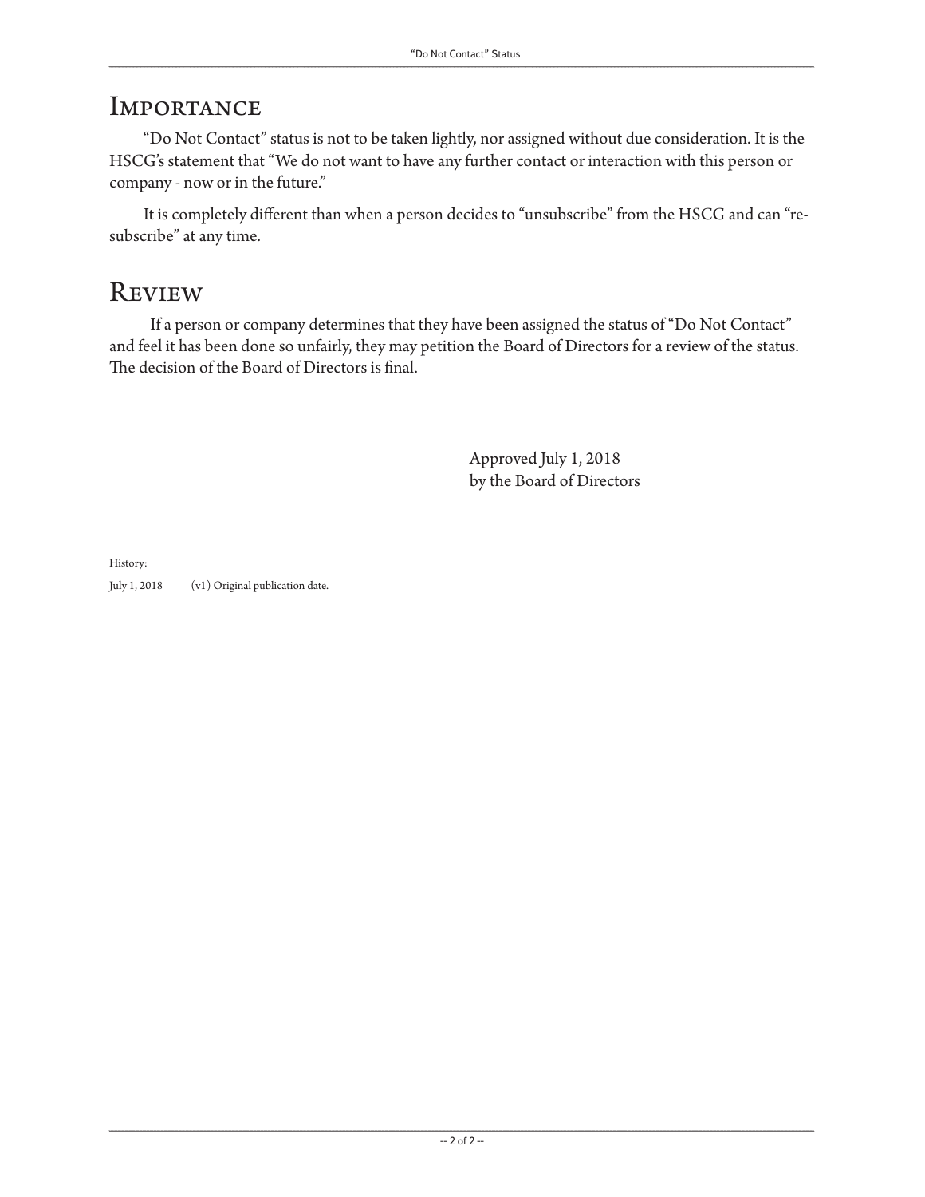## Importance

"Do Not Contact" status is not to be taken lightly, nor assigned without due consideration. It is the HSCG's statement that "We do not want to have any further contact or interaction with this person or company - now or in the future."

It is completely different than when a person decides to "unsubscribe" from the HSCG and can "re-subscribe" at any time.

## Review

If a person or company determines that they have been assigned the status of "Do Not Contact" and feel it has been done so unfairly, they may petition the Board of Directors for a review of the status. The decision of the Board of Directors is final.

Approved July 1, 2018
by the Board of Directors

History:

July 1, 2018 (v1) Original publication date.